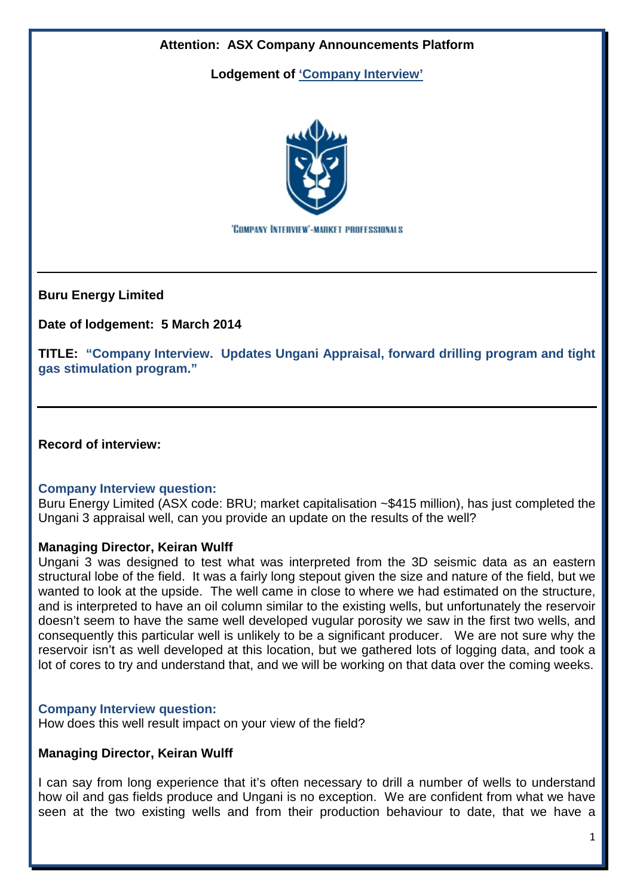**Attention: ASX Company Announcements Platform**

**Lodgement of 'Company Interview'**

'COMPANY INTERVIEW'-MARKET PROFESSIONALS

---

**Buru Energy Limited**

**Date of lodgement: 5 March 2014**

**TITLE: "Company Interview. Updates Ungani Appraisal, forward drilling program and tight gas stimulation program."**

---

**Record of interview:**

**Company Interview question:**
Buru Energy Limited (ASX code: BRU; market capitalisation ~$415 million), has just completed the Ungani 3 appraisal well, can you provide an update on the results of the well?

**Managing Director, Keiran Wulff**
Ungani 3 was designed to test what was interpreted from the 3D seismic data as an eastern structural lobe of the field. It was a fairly long stepout given the size and nature of the field, but we wanted to look at the upside. The well came in close to where we had estimated on the structure, and is interpreted to have an oil column similar to the existing wells, but unfortunately the reservoir doesn't seem to have the same well developed vugular porosity we saw in the first two wells, and consequently this particular well is unlikely to be a significant producer. We are not sure why the reservoir isn't as well developed at this location, but we gathered lots of logging data, and took a lot of cores to try and understand that, and we will be working on that data over the coming weeks.

**Company Interview question:**
How does this well result impact on your view of the field?

**Managing Director, Keiran Wulff**

I can say from long experience that it's often necessary to drill a number of wells to understand how oil and gas fields produce and Ungani is no exception. We are confident from what we have seen at the two existing wells and from their production behaviour to date, that we have a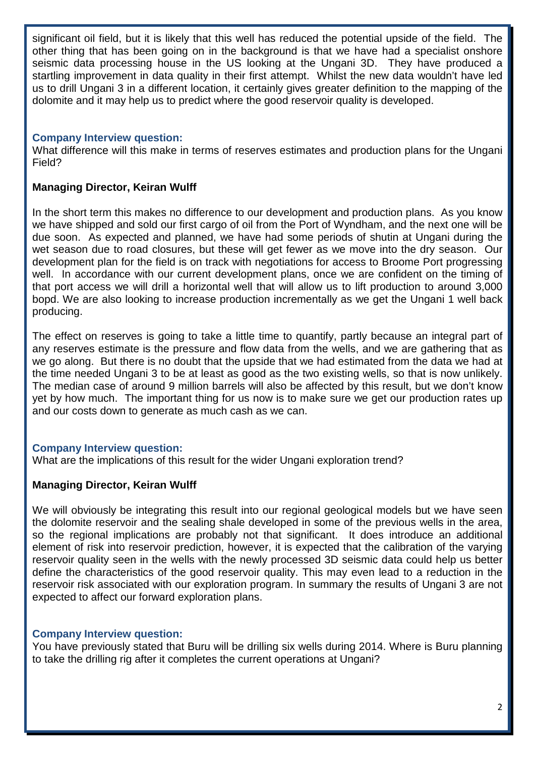significant oil field, but it is likely that this well has reduced the potential upside of the field. The other thing that has been going on in the background is that we have had a specialist onshore seismic data processing house in the US looking at the Ungani 3D. They have produced a startling improvement in data quality in their first attempt. Whilst the new data wouldn't have led us to drill Ungani 3 in a different location, it certainly gives greater definition to the mapping of the dolomite and it may help us to predict where the good reservoir quality is developed.

**Company Interview question:**

What difference will this make in terms of reserves estimates and production plans for the Ungani Field?

**Managing Director, Keiran Wulff**

In the short term this makes no difference to our development and production plans. As you know we have shipped and sold our first cargo of oil from the Port of Wyndham, and the next one will be due soon. As expected and planned, we have had some periods of shutin at Ungani during the wet season due to road closures, but these will get fewer as we move into the dry season. Our development plan for the field is on track with negotiations for access to Broome Port progressing well. In accordance with our current development plans, once we are confident on the timing of that port access we will drill a horizontal well that will allow us to lift production to around 3,000 bopd. We are also looking to increase production incrementally as we get the Ungani 1 well back producing.

The effect on reserves is going to take a little time to quantify, partly because an integral part of any reserves estimate is the pressure and flow data from the wells, and we are gathering that as we go along. But there is no doubt that the upside that we had estimated from the data we had at the time needed Ungani 3 to be at least as good as the two existing wells, so that is now unlikely. The median case of around 9 million barrels will also be affected by this result, but we don't know yet by how much. The important thing for us now is to make sure we get our production rates up and our costs down to generate as much cash as we can.

**Company Interview question:**

What are the implications of this result for the wider Ungani exploration trend?

**Managing Director, Keiran Wulff**

We will obviously be integrating this result into our regional geological models but we have seen the dolomite reservoir and the sealing shale developed in some of the previous wells in the area, so the regional implications are probably not that significant. It does introduce an additional element of risk into reservoir prediction, however, it is expected that the calibration of the varying reservoir quality seen in the wells with the newly processed 3D seismic data could help us better define the characteristics of the good reservoir quality. This may even lead to a reduction in the reservoir risk associated with our exploration program. In summary the results of Ungani 3 are not expected to affect our forward exploration plans.

**Company Interview question:**

You have previously stated that Buru will be drilling six wells during 2014. Where is Buru planning to take the drilling rig after it completes the current operations at Ungani?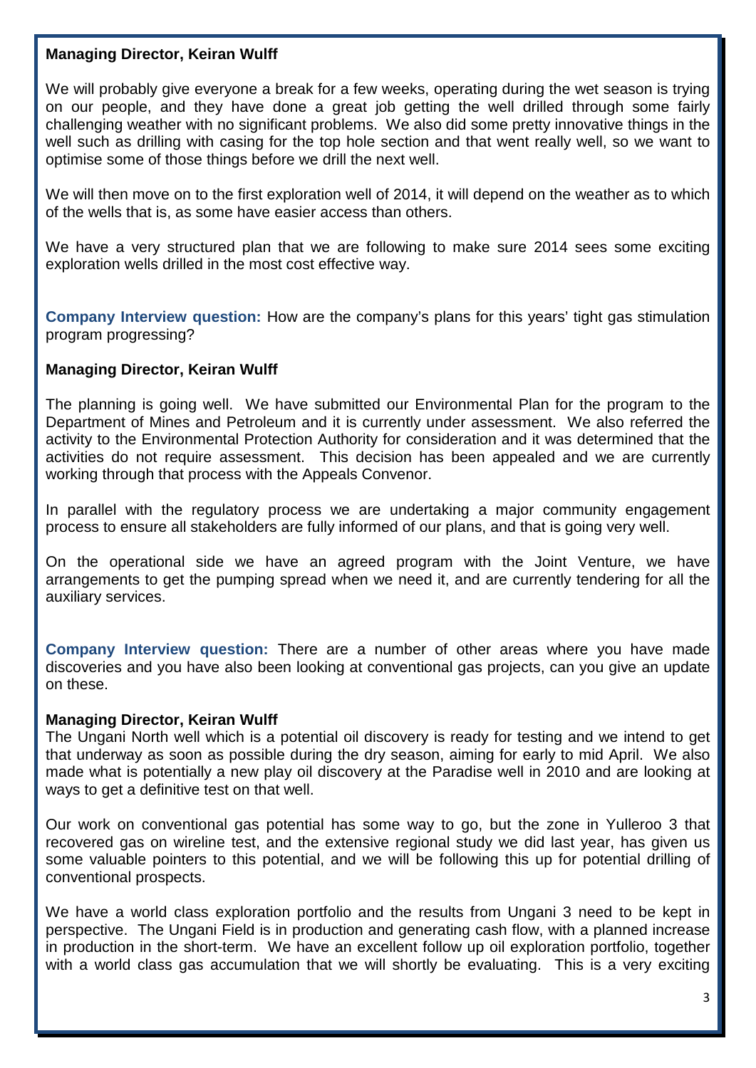**Managing Director, Keiran Wulff**

We will probably give everyone a break for a few weeks, operating during the wet season is trying on our people, and they have done a great job getting the well drilled through some fairly challenging weather with no significant problems. We also did some pretty innovative things in the well such as drilling with casing for the top hole section and that went really well, so we want to optimise some of those things before we drill the next well.

We will then move on to the first exploration well of 2014, it will depend on the weather as to which of the wells that is, as some have easier access than others.

We have a very structured plan that we are following to make sure 2014 sees some exciting exploration wells drilled in the most cost effective way.

**Company Interview question:** How are the company's plans for this years' tight gas stimulation program progressing?

**Managing Director, Keiran Wulff**

The planning is going well. We have submitted our Environmental Plan for the program to the Department of Mines and Petroleum and it is currently under assessment. We also referred the activity to the Environmental Protection Authority for consideration and it was determined that the activities do not require assessment. This decision has been appealed and we are currently working through that process with the Appeals Convenor.

In parallel with the regulatory process we are undertaking a major community engagement process to ensure all stakeholders are fully informed of our plans, and that is going very well.

On the operational side we have an agreed program with the Joint Venture, we have arrangements to get the pumping spread when we need it, and are currently tendering for all the auxiliary services.

**Company Interview question:** There are a number of other areas where you have made discoveries and you have also been looking at conventional gas projects, can you give an update on these.

**Managing Director, Keiran Wulff**

The Ungani North well which is a potential oil discovery is ready for testing and we intend to get that underway as soon as possible during the dry season, aiming for early to mid April. We also made what is potentially a new play oil discovery at the Paradise well in 2010 and are looking at ways to get a definitive test on that well.

Our work on conventional gas potential has some way to go, but the zone in Yulleroo 3 that recovered gas on wireline test, and the extensive regional study we did last year, has given us some valuable pointers to this potential, and we will be following this up for potential drilling of conventional prospects.

We have a world class exploration portfolio and the results from Ungani 3 need to be kept in perspective. The Ungani Field is in production and generating cash flow, with a planned increase in production in the short-term. We have an excellent follow up oil exploration portfolio, together with a world class gas accumulation that we will shortly be evaluating. This is a very exciting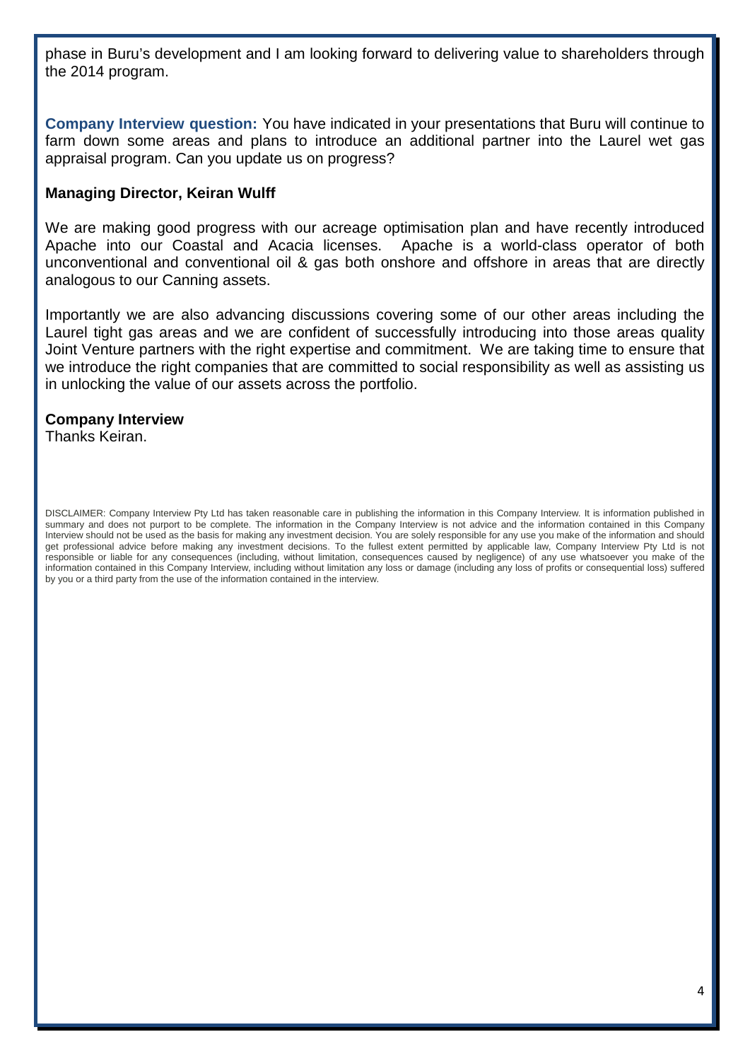phase in Buru's development and I am looking forward to delivering value to shareholders through the 2014 program.

**Company Interview question:** You have indicated in your presentations that Buru will continue to farm down some areas and plans to introduce an additional partner into the Laurel wet gas appraisal program. Can you update us on progress?

**Managing Director, Keiran Wulff**

We are making good progress with our acreage optimisation plan and have recently introduced Apache into our Coastal and Acacia licenses. Apache is a world-class operator of both unconventional and conventional oil & gas both onshore and offshore in areas that are directly analogous to our Canning assets.

Importantly we are also advancing discussions covering some of our other areas including the Laurel tight gas areas and we are confident of successfully introducing into those areas quality Joint Venture partners with the right expertise and commitment. We are taking time to ensure that we introduce the right companies that are committed to social responsibility as well as assisting us in unlocking the value of our assets across the portfolio.

**Company Interview**
Thanks Keiran.

DISCLAIMER: Company Interview Pty Ltd has taken reasonable care in publishing the information in this Company Interview. It is information published in summary and does not purport to be complete. The information in the Company Interview is not advice and the information contained in this Company Interview should not be used as the basis for making any investment decision. You are solely responsible for any use you make of the information and should get professional advice before making any investment decisions. To the fullest extent permitted by applicable law, Company Interview Pty Ltd is not responsible or liable for any consequences (including, without limitation, consequences caused by negligence) of any use whatsoever you make of the information contained in this Company Interview, including without limitation any loss or damage (including any loss of profits or consequential loss) suffered by you or a third party from the use of the information contained in the interview.